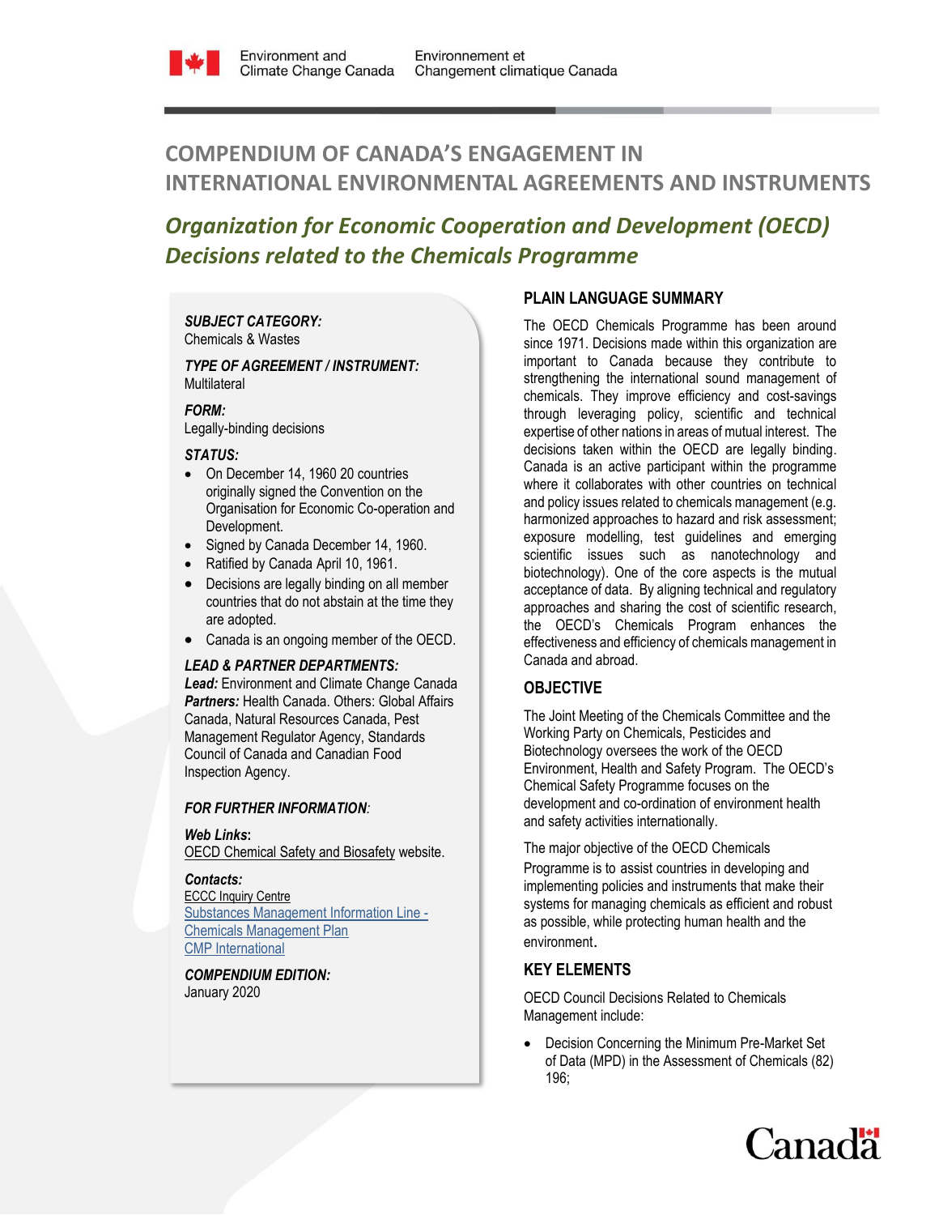Environment and Climate Change Canada | Environnement et Changement climatique Canada

# COMPENDIUM OF CANADA'S ENGAGEMENT IN INTERNATIONAL ENVIRONMENTAL AGREEMENTS AND INSTRUMENTS

## *Organization for Economic Cooperation and Development (OECD) Decisions related to the Chemicals Programme*

***SUBJECT CATEGORY:***
Chemicals & Wastes

***TYPE OF AGREEMENT / INSTRUMENT:***
Multilateral

***FORM:***
Legally-binding decisions

***STATUS:***

- On December 14, 1960 20 countries originally signed the Convention on the Organisation for Economic Co-operation and Development.
- Signed by Canada December 14, 1960.
- Ratified by Canada April 10, 1961.
- Decisions are legally binding on all member countries that do not abstain at the time they are adopted.
- Canada is an ongoing member of the OECD.

***LEAD & PARTNER DEPARTMENTS:***
***Lead:*** Environment and Climate Change Canada
***Partners:*** Health Canada. Others: Global Affairs Canada, Natural Resources Canada, Pest Management Regulator Agency, Standards Council of Canada and Canadian Food Inspection Agency.

***FOR FURTHER INFORMATION:***

***Web Links:***
OECD Chemical Safety and Biosafety website.

***Contacts:***
ECCC Inquiry Centre
Substances Management Information Line - Chemicals Management Plan
CMP International

***COMPENDIUM EDITION:***
January 2020

### PLAIN LANGUAGE SUMMARY

The OECD Chemicals Programme has been around since 1971. Decisions made within this organization are important to Canada because they contribute to strengthening the international sound management of chemicals. They improve efficiency and cost-savings through leveraging policy, scientific and technical expertise of other nations in areas of mutual interest. The decisions taken within the OECD are legally binding. Canada is an active participant within the programme where it collaborates with other countries on technical and policy issues related to chemicals management (e.g. harmonized approaches to hazard and risk assessment; exposure modelling, test guidelines and emerging scientific issues such as nanotechnology and biotechnology). One of the core aspects is the mutual acceptance of data. By aligning technical and regulatory approaches and sharing the cost of scientific research, the OECD's Chemicals Program enhances the effectiveness and efficiency of chemicals management in Canada and abroad.

### OBJECTIVE

The Joint Meeting of the Chemicals Committee and the Working Party on Chemicals, Pesticides and Biotechnology oversees the work of the OECD Environment, Health and Safety Program. The OECD's Chemical Safety Programme focuses on the development and co-ordination of environment health and safety activities internationally.

The major objective of the OECD Chemicals Programme is to assist countries in developing and implementing policies and instruments that make their systems for managing chemicals as efficient and robust as possible, while protecting human health and the environment.

### KEY ELEMENTS

OECD Council Decisions Related to Chemicals Management include:

- Decision Concerning the Minimum Pre-Market Set of Data (MPD) in the Assessment of Chemicals (82) 196;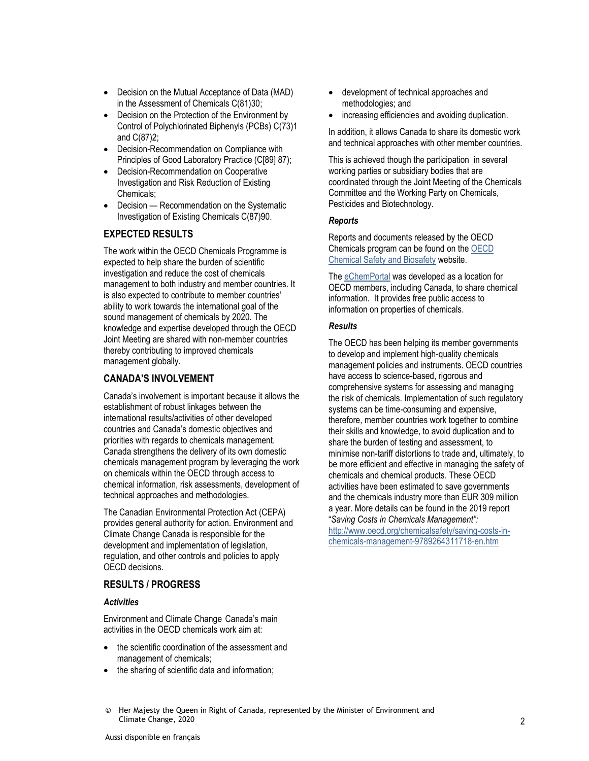- Decision on the Mutual Acceptance of Data (MAD) in the Assessment of Chemicals C(81)30;
- Decision on the Protection of the Environment by Control of Polychlorinated Biphenyls (PCBs) C(73)1 and C(87)2;
- Decision-Recommendation on Compliance with Principles of Good Laboratory Practice (C[89] 87);
- Decision-Recommendation on Cooperative Investigation and Risk Reduction of Existing Chemicals;
- Decision — Recommendation on the Systematic Investigation of Existing Chemicals C(87)90.

## EXPECTED RESULTS

The work within the OECD Chemicals Programme is expected to help share the burden of scientific investigation and reduce the cost of chemicals management to both industry and member countries. It is also expected to contribute to member countries' ability to work towards the international goal of the sound management of chemicals by 2020. The knowledge and expertise developed through the OECD Joint Meeting are shared with non-member countries thereby contributing to improved chemicals management globally.

## CANADA'S INVOLVEMENT

Canada's involvement is important because it allows the establishment of robust linkages between the international results/activities of other developed countries and Canada's domestic objectives and priorities with regards to chemicals management. Canada strengthens the delivery of its own domestic chemicals management program by leveraging the work on chemicals within the OECD through access to chemical information, risk assessments, development of technical approaches and methodologies.

The Canadian Environmental Protection Act (CEPA) provides general authority for action. Environment and Climate Change Canada is responsible for the development and implementation of legislation, regulation, and other controls and policies to apply OECD decisions.

## RESULTS / PROGRESS

### *Activities*

Environment and Climate Change Canada's main activities in the OECD chemicals work aim at:

- the scientific coordination of the assessment and management of chemicals;
- the sharing of scientific data and information;
- development of technical approaches and methodologies; and
- increasing efficiencies and avoiding duplication.

In addition, it allows Canada to share its domestic work and technical approaches with other member countries.

This is achieved though the participation in several working parties or subsidiary bodies that are coordinated through the Joint Meeting of the Chemicals Committee and the Working Party on Chemicals, Pesticides and Biotechnology.

### *Reports*

Reports and documents released by the OECD Chemicals program can be found on the OECD Chemical Safety and Biosafety website.

The eChemPortal was developed as a location for OECD members, including Canada, to share chemical information. It provides free public access to information on properties of chemicals.

### *Results*

The OECD has been helping its member governments to develop and implement high-quality chemicals management policies and instruments. OECD countries have access to science-based, rigorous and comprehensive systems for assessing and managing the risk of chemicals. Implementation of such regulatory systems can be time-consuming and expensive, therefore, member countries work together to combine their skills and knowledge, to avoid duplication and to share the burden of testing and assessment, to minimise non-tariff distortions to trade and, ultimately, to be more efficient and effective in managing the safety of chemicals and chemical products. These OECD activities have been estimated to save governments and the chemicals industry more than EUR 309 million a year. More details can be found in the 2019 report "*Saving Costs in Chemicals Management":* http://www.oecd.org/chemicalsafety/saving-costs-in-chemicals-management-9789264311718-en.htm

© Her Majesty the Queen in Right of Canada, represented by the Minister of Environment and Climate Change, 2020

Aussi disponible en français